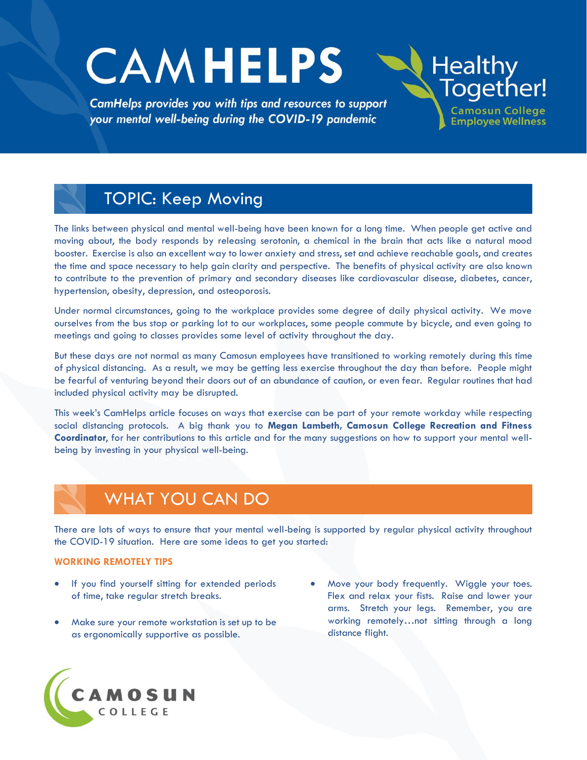# CAMHELPS

*CamHelps provides you with tips and resources to support your mental well-being during the COVID-19 pandemic*

Healthy Together!
Camosun College Employee Wellness

## TOPIC: Keep Moving

The links between physical and mental well-being have been known for a long time. When people get active and moving about, the body responds by releasing serotonin, a chemical in the brain that acts like a natural mood booster. Exercise is also an excellent way to lower anxiety and stress, set and achieve reachable goals, and creates the time and space necessary to help gain clarity and perspective. The benefits of physical activity are also known to contribute to the prevention of primary and secondary diseases like cardiovascular disease, diabetes, cancer, hypertension, obesity, depression, and osteoporosis.

Under normal circumstances, going to the workplace provides some degree of daily physical activity. We move ourselves from the bus stop or parking lot to our workplaces, some people commute by bicycle, and even going to meetings and going to classes provides some level of activity throughout the day.

But these days are not normal as many Camosun employees have transitioned to working remotely during this time of physical distancing. As a result, we may be getting less exercise throughout the day than before. People might be fearful of venturing beyond their doors out of an abundance of caution, or even fear. Regular routines that had included physical activity may be disrupted.

This week's CamHelps article focuses on ways that exercise can be part of your remote workday while respecting social distancing protocols. A big thank you to **Megan Lambeth, Camosun College Recreation and Fitness Coordinator,** for her contributions to this article and for the many suggestions on how to support your mental well-being by investing in your physical well-being.

## WHAT YOU CAN DO

There are lots of ways to ensure that your mental well-being is supported by regular physical activity throughout the COVID-19 situation. Here are some ideas to get you started:

### WORKING REMOTELY TIPS

- If you find yourself sitting for extended periods of time, take regular stretch breaks.
- Make sure your remote workstation is set up to be as ergonomically supportive as possible.
- Move your body frequently. Wiggle your toes. Flex and relax your fists. Raise and lower your arms. Stretch your legs. Remember, you are working remotely…not sitting through a long distance flight.

CAMOSUN COLLEGE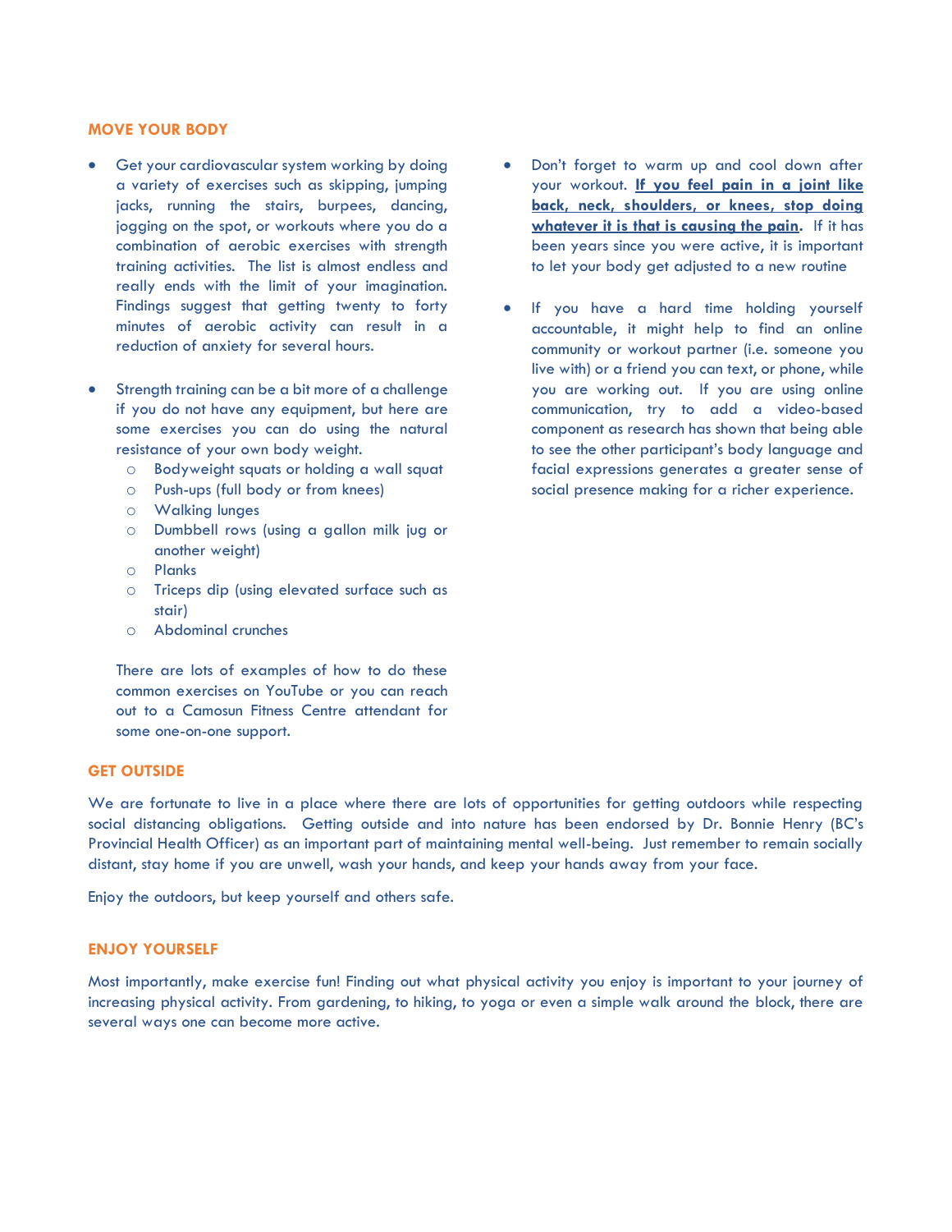## MOVE YOUR BODY

- Get your cardiovascular system working by doing a variety of exercises such as skipping, jumping jacks, running the stairs, burpees, dancing, jogging on the spot, or workouts where you do a combination of aerobic exercises with strength training activities. The list is almost endless and really ends with the limit of your imagination. Findings suggest that getting twenty to forty minutes of aerobic activity can result in a reduction of anxiety for several hours.

- Strength training can be a bit more of a challenge if you do not have any equipment, but here are some exercises you can do using the natural resistance of your own body weight.
  - Bodyweight squats or holding a wall squat
  - Push-ups (full body or from knees)
  - Walking lunges
  - Dumbbell rows (using a gallon milk jug or another weight)
  - Planks
  - Triceps dip (using elevated surface such as stair)
  - Abdominal crunches

  There are lots of examples of how to do these common exercises on YouTube or you can reach out to a Camosun Fitness Centre attendant for some one-on-one support.

- Don't forget to warm up and cool down after your workout. **<u>If you feel pain in a joint like back, neck, shoulders, or knees, stop doing whatever it is that is causing the pain</u>**. If it has been years since you were active, it is important to let your body get adjusted to a new routine

- If you have a hard time holding yourself accountable, it might help to find an online community or workout partner (i.e. someone you live with) or a friend you can text, or phone, while you are working out. If you are using online communication, try to add a video-based component as research has shown that being able to see the other participant's body language and facial expressions generates a greater sense of social presence making for a richer experience.

## GET OUTSIDE

We are fortunate to live in a place where there are lots of opportunities for getting outdoors while respecting social distancing obligations. Getting outside and into nature has been endorsed by Dr. Bonnie Henry (BC's Provincial Health Officer) as an important part of maintaining mental well-being. Just remember to remain socially distant, stay home if you are unwell, wash your hands, and keep your hands away from your face.

Enjoy the outdoors, but keep yourself and others safe.

## ENJOY YOURSELF

Most importantly, make exercise fun! Finding out what physical activity you enjoy is important to your journey of increasing physical activity. From gardening, to hiking, to yoga or even a simple walk around the block, there are several ways one can become more active.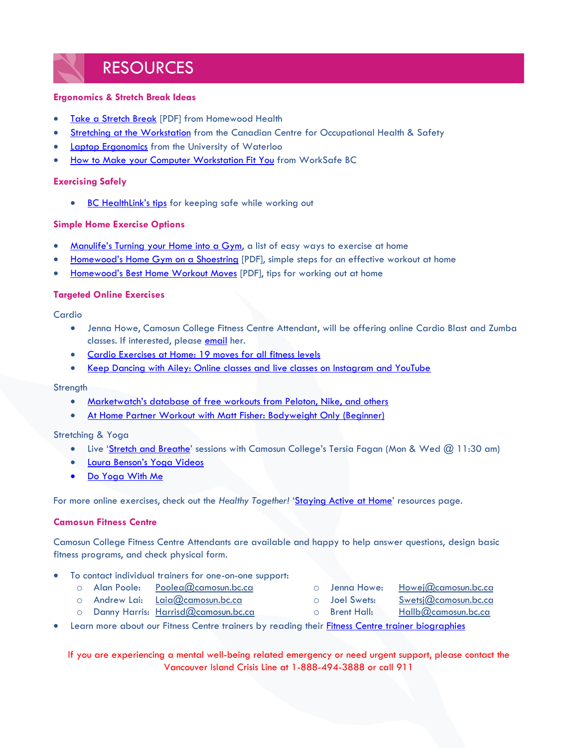# RESOURCES

### Ergonomics & Stretch Break Ideas

- Take a Stretch Break [PDF] from Homewood Health
- Stretching at the Workstation from the Canadian Centre for Occupational Health & Safety
- Laptop Ergonomics from the University of Waterloo
- How to Make your Computer Workstation Fit You from WorkSafe BC

### Exercising Safely

- BC HealthLink's tips for keeping safe while working out

### Simple Home Exercise Options

- Manulife's Turning your Home into a Gym, a list of easy ways to exercise at home
- Homewood's Home Gym on a Shoestring [PDF], simple steps for an effective workout at home
- Homewood's Best Home Workout Moves [PDF], tips for working out at home

### Targeted Online Exercises

Cardio

- Jenna Howe, Camosun College Fitness Centre Attendant, will be offering online Cardio Blast and Zumba classes. If interested, please email her.
- Cardio Exercises at Home: 19 moves for all fitness levels
- Keep Dancing with Ailey: Online classes and live classes on Instagram and YouTube

Strength

- Marketwatch's database of free workouts from Peloton, Nike, and others
- At Home Partner Workout with Matt Fisher: Bodyweight Only (Beginner)

Stretching & Yoga

- Live 'Stretch and Breathe' sessions with Camosun College's Tersia Fagan (Mon & Wed @ 11:30 am)
- Laura Benson's Yoga Videos
- Do Yoga With Me

For more online exercises, check out the *Healthy Together!* 'Staying Active at Home' resources page.

### Camosun Fitness Centre

Camosun College Fitness Centre Attendants are available and happy to help answer questions, design basic fitness programs, and check physical form.

- To contact individual trainers for one-on-one support:
  - Alan Poole: Poolea@camosun.bc.ca
  - Andrew Lai: Laia@camosun.bc.ca
  - Danny Harris: Harrisd@camosun.bc.ca
  - Jenna Howe: Howej@camosun.bc.ca
  - Joel Swets: Swetsj@camosun.bc.ca
  - Brent Hall: Hallb@camosun.bc.ca
- Learn more about our Fitness Centre trainers by reading their Fitness Centre trainer biographies

If you are experiencing a mental well-being related emergency or need urgent support, please contact the Vancouver Island Crisis Line at 1-888-494-3888 or call 911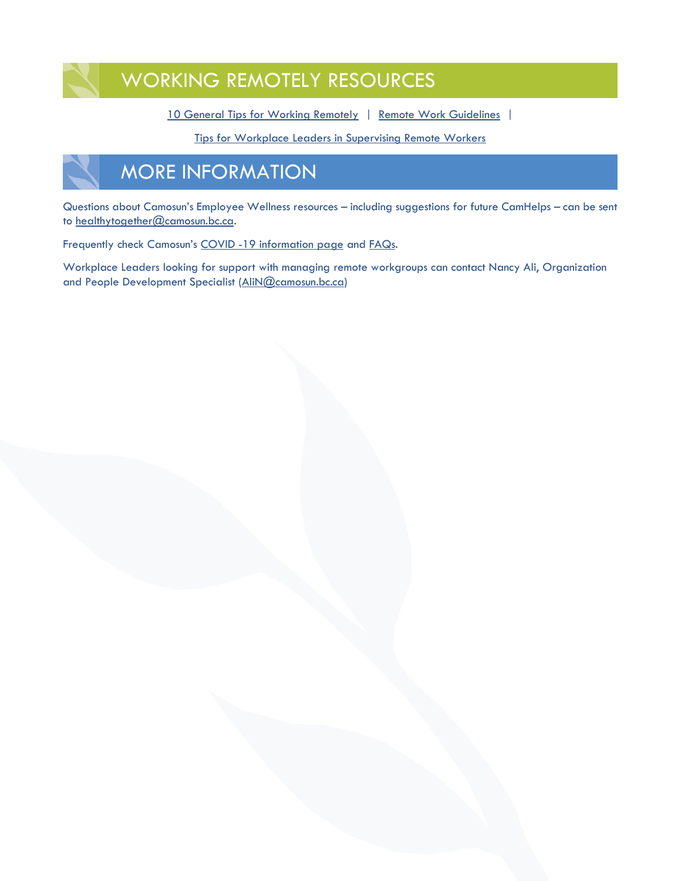# WORKING REMOTELY RESOURCES

10 General Tips for Working Remotely | Remote Work Guidelines |

Tips for Workplace Leaders in Supervising Remote Workers

# MORE INFORMATION

Questions about Camosun's Employee Wellness resources – including suggestions for future CamHelps – can be sent to healthytogether@camosun.bc.ca.

Frequently check Camosun's COVID -19 information page and FAQs.

Workplace Leaders looking for support with managing remote workgroups can contact Nancy Ali, Organization and People Development Specialist (AliN@camosun.bc.ca)